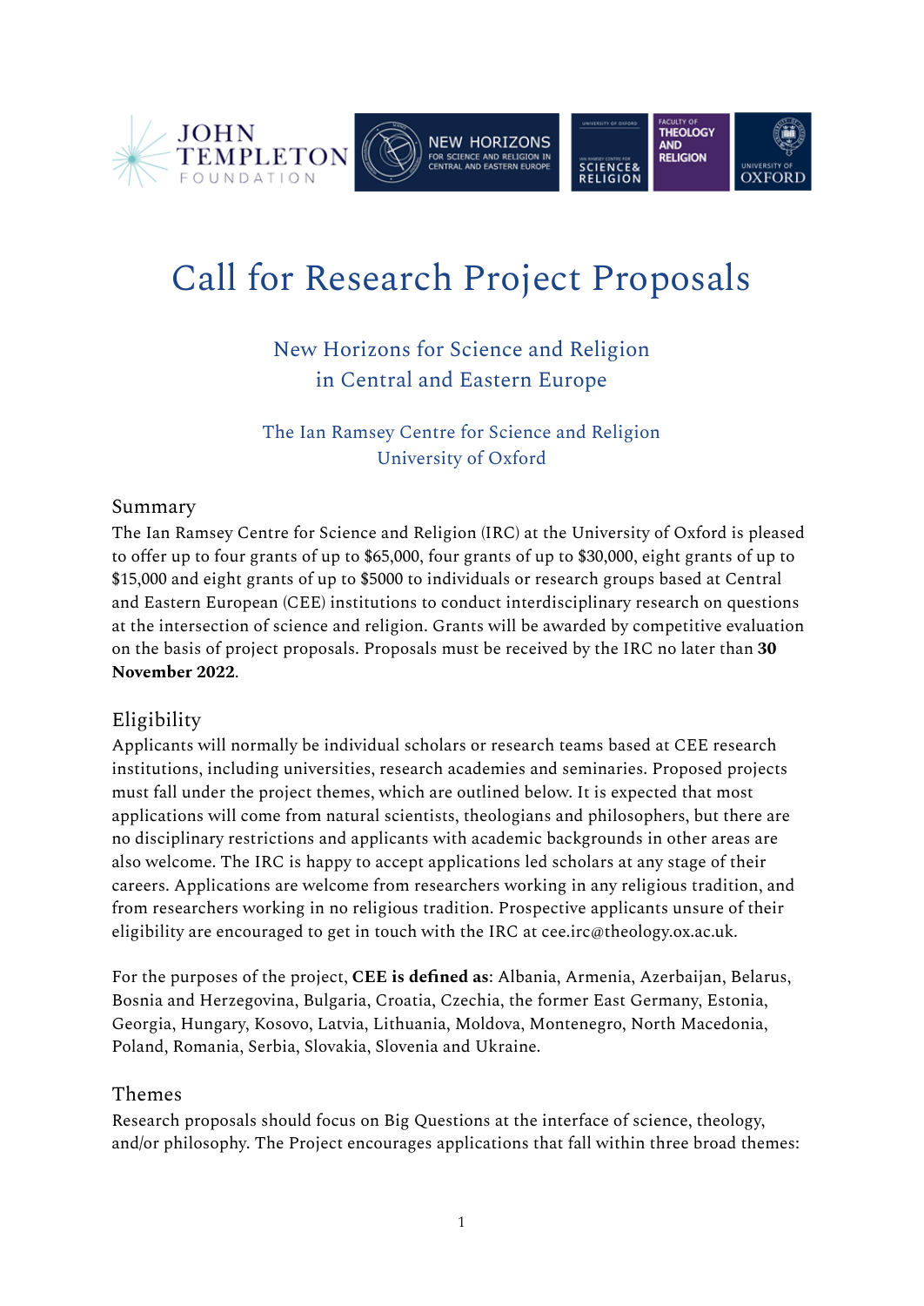# Call for Research Project Proposals

## New Horizons for Science and Religion in Central and Eastern Europe

### The Ian Ramsey Centre for Science and Religion
### University of Oxford

## Summary

The Ian Ramsey Centre for Science and Religion (IRC) at the University of Oxford is pleased to offer up to four grants of up to $65,000, four grants of up to $30,000, eight grants of up to $15,000 and eight grants of up to $5000 to individuals or research groups based at Central and Eastern European (CEE) institutions to conduct interdisciplinary research on questions at the intersection of science and religion. Grants will be awarded by competitive evaluation on the basis of project proposals. Proposals must be received by the IRC no later than **30 November 2022**.

## Eligibility

Applicants will normally be individual scholars or research teams based at CEE research institutions, including universities, research academies and seminaries. Proposed projects must fall under the project themes, which are outlined below. It is expected that most applications will come from natural scientists, theologians and philosophers, but there are no disciplinary restrictions and applicants with academic backgrounds in other areas are also welcome. The IRC is happy to accept applications led scholars at any stage of their careers. Applications are welcome from researchers working in any religious tradition, and from researchers working in no religious tradition. Prospective applicants unsure of their eligibility are encouraged to get in touch with the IRC at cee.irc@theology.ox.ac.uk.

For the purposes of the project, **CEE is defined as**: Albania, Armenia, Azerbaijan, Belarus, Bosnia and Herzegovina, Bulgaria, Croatia, Czechia, the former East Germany, Estonia, Georgia, Hungary, Kosovo, Latvia, Lithuania, Moldova, Montenegro, North Macedonia, Poland, Romania, Serbia, Slovakia, Slovenia and Ukraine.

## Themes

Research proposals should focus on Big Questions at the interface of science, theology, and/or philosophy. The Project encourages applications that fall within three broad themes: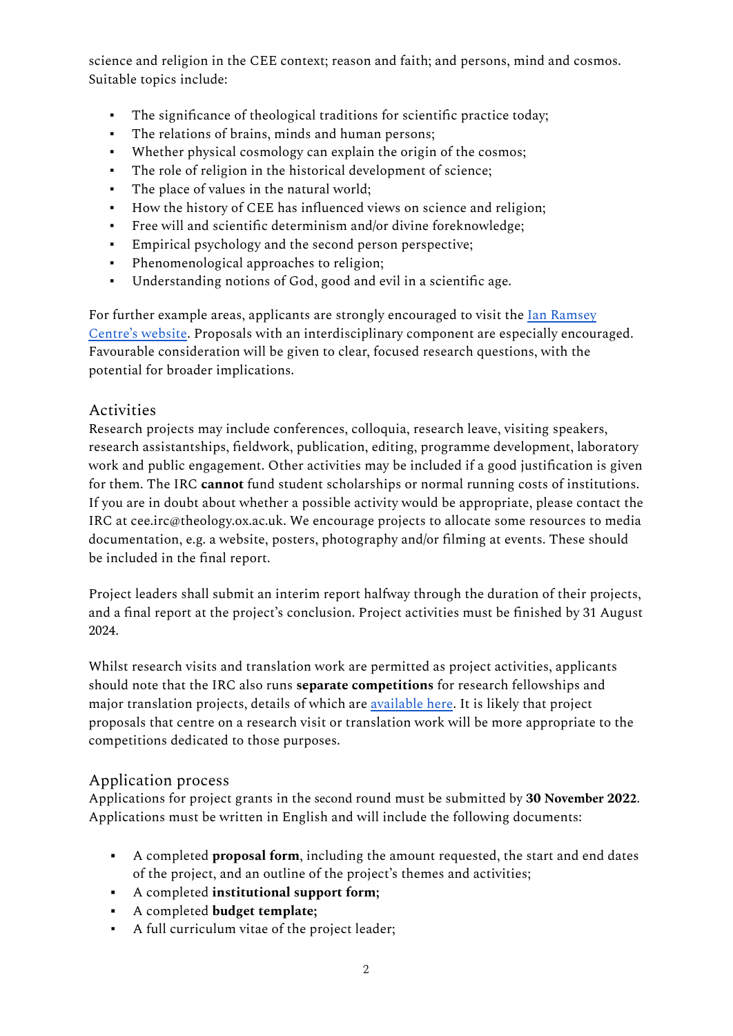science and religion in the CEE context; reason and faith; and persons, mind and cosmos. Suitable topics include:

- The significance of theological traditions for scientific practice today;
- The relations of brains, minds and human persons;
- Whether physical cosmology can explain the origin of the cosmos;
- The role of religion in the historical development of science;
- The place of values in the natural world;
- How the history of CEE has influenced views on science and religion;
- Free will and scientific determinism and/or divine foreknowledge;
- Empirical psychology and the second person perspective;
- Phenomenological approaches to religion;
- Understanding notions of God, good and evil in a scientific age.

For further example areas, applicants are strongly encouraged to visit the Ian Ramsey Centre's website. Proposals with an interdisciplinary component are especially encouraged. Favourable consideration will be given to clear, focused research questions, with the potential for broader implications.

## Activities

Research projects may include conferences, colloquia, research leave, visiting speakers, research assistantships, fieldwork, publication, editing, programme development, laboratory work and public engagement. Other activities may be included if a good justification is given for them. The IRC **cannot** fund student scholarships or normal running costs of institutions. If you are in doubt about whether a possible activity would be appropriate, please contact the IRC at cee.irc@theology.ox.ac.uk. We encourage projects to allocate some resources to media documentation, e.g. a website, posters, photography and/or filming at events. These should be included in the final report.

Project leaders shall submit an interim report halfway through the duration of their projects, and a final report at the project's conclusion. Project activities must be finished by 31 August 2024.

Whilst research visits and translation work are permitted as project activities, applicants should note that the IRC also runs **separate competitions** for research fellowships and major translation projects, details of which are available here. It is likely that project proposals that centre on a research visit or translation work will be more appropriate to the competitions dedicated to those purposes.

## Application process

Applications for project grants in the second round must be submitted by **30 November 2022**. Applications must be written in English and will include the following documents:

- A completed **proposal form**, including the amount requested, the start and end dates of the project, and an outline of the project's themes and activities;
- A completed **institutional support form;**
- A completed **budget template;**
- A full curriculum vitae of the project leader;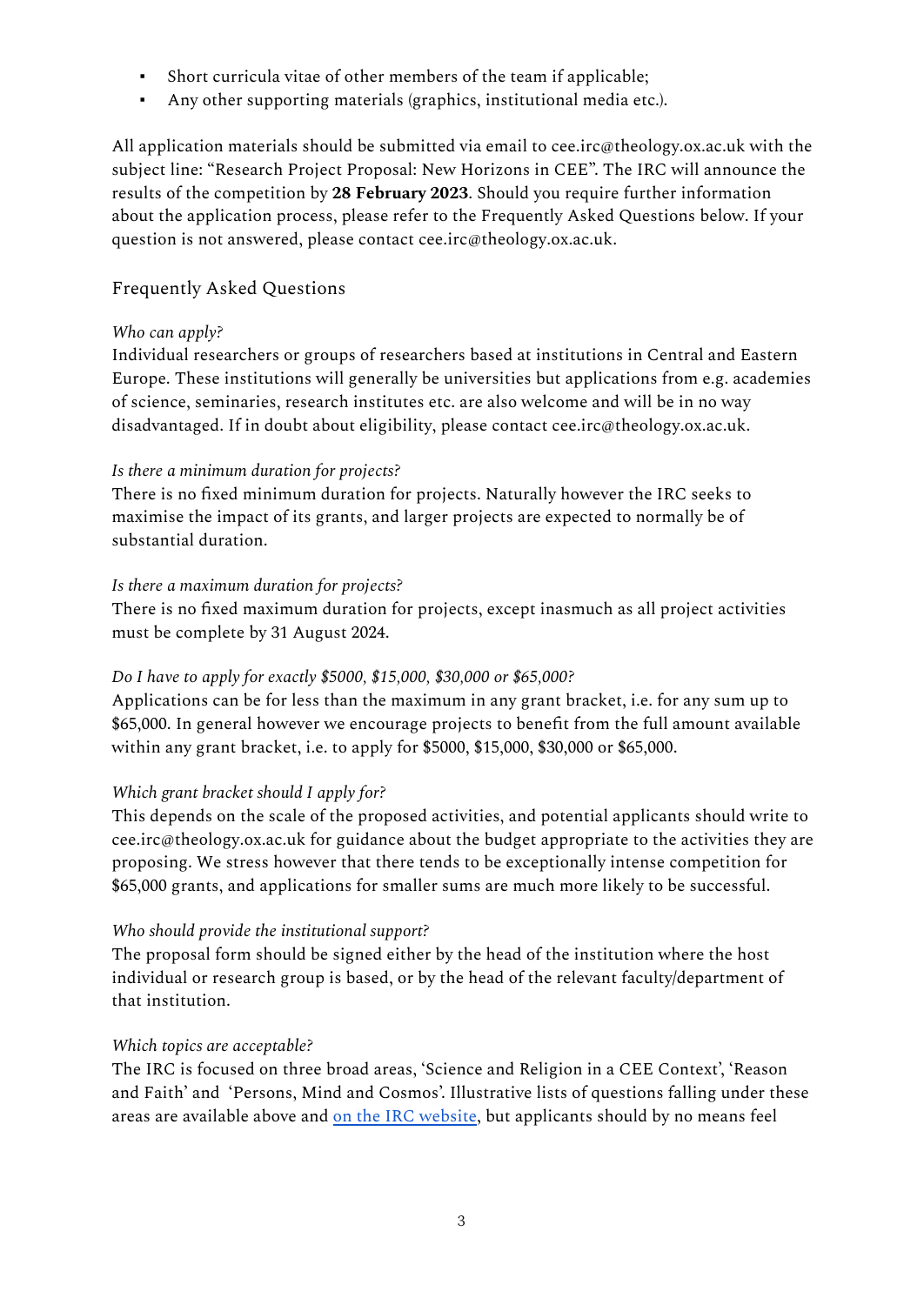- Short curricula vitae of other members of the team if applicable;
- Any other supporting materials (graphics, institutional media etc.).

All application materials should be submitted via email to cee.irc@theology.ox.ac.uk with the subject line: "Research Project Proposal: New Horizons in CEE". The IRC will announce the results of the competition by **28 February 2023**. Should you require further information about the application process, please refer to the Frequently Asked Questions below. If your question is not answered, please contact cee.irc@theology.ox.ac.uk.

## Frequently Asked Questions

*Who can apply?*
Individual researchers or groups of researchers based at institutions in Central and Eastern Europe. These institutions will generally be universities but applications from e.g. academies of science, seminaries, research institutes etc. are also welcome and will be in no way disadvantaged. If in doubt about eligibility, please contact cee.irc@theology.ox.ac.uk.

*Is there a minimum duration for projects?*
There is no fixed minimum duration for projects. Naturally however the IRC seeks to maximise the impact of its grants, and larger projects are expected to normally be of substantial duration.

*Is there a maximum duration for projects?*
There is no fixed maximum duration for projects, except inasmuch as all project activities must be complete by 31 August 2024.

*Do I have to apply for exactly $5000, $15,000, $30,000 or $65,000?*
Applications can be for less than the maximum in any grant bracket, i.e. for any sum up to $65,000. In general however we encourage projects to benefit from the full amount available within any grant bracket, i.e. to apply for $5000, $15,000, $30,000 or $65,000.

*Which grant bracket should I apply for?*
This depends on the scale of the proposed activities, and potential applicants should write to cee.irc@theology.ox.ac.uk for guidance about the budget appropriate to the activities they are proposing. We stress however that there tends to be exceptionally intense competition for $65,000 grants, and applications for smaller sums are much more likely to be successful.

*Who should provide the institutional support?*
The proposal form should be signed either by the head of the institution where the host individual or research group is based, or by the head of the relevant faculty/department of that institution.

*Which topics are acceptable?*
The IRC is focused on three broad areas, 'Science and Religion in a CEE Context', 'Reason and Faith' and 'Persons, Mind and Cosmos'. Illustrative lists of questions falling under these areas are available above and [on the IRC website](), but applicants should by no means feel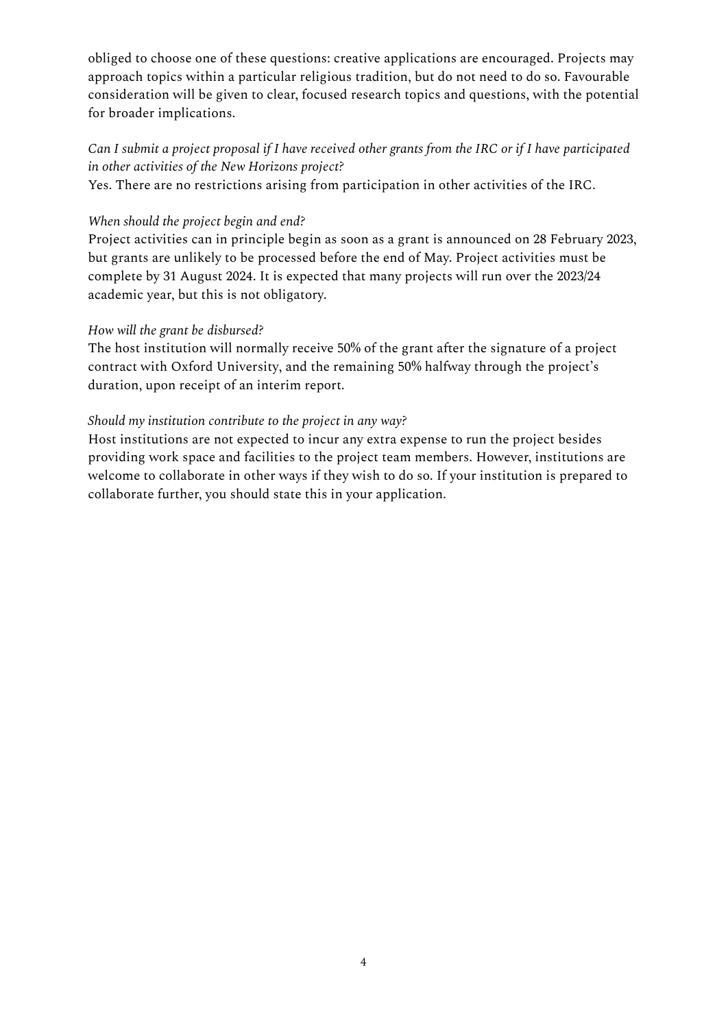obliged to choose one of these questions: creative applications are encouraged. Projects may approach topics within a particular religious tradition, but do not need to do so. Favourable consideration will be given to clear, focused research topics and questions, with the potential for broader implications.

*Can I submit a project proposal if I have received other grants from the IRC or if I have participated in other activities of the New Horizons project?*

Yes. There are no restrictions arising from participation in other activities of the IRC.

*When should the project begin and end?*

Project activities can in principle begin as soon as a grant is announced on 28 February 2023, but grants are unlikely to be processed before the end of May. Project activities must be complete by 31 August 2024. It is expected that many projects will run over the 2023/24 academic year, but this is not obligatory.

*How will the grant be disbursed?*

The host institution will normally receive 50% of the grant after the signature of a project contract with Oxford University, and the remaining 50% halfway through the project's duration, upon receipt of an interim report.

*Should my institution contribute to the project in any way?*

Host institutions are not expected to incur any extra expense to run the project besides providing work space and facilities to the project team members. However, institutions are welcome to collaborate in other ways if they wish to do so. If your institution is prepared to collaborate further, you should state this in your application.